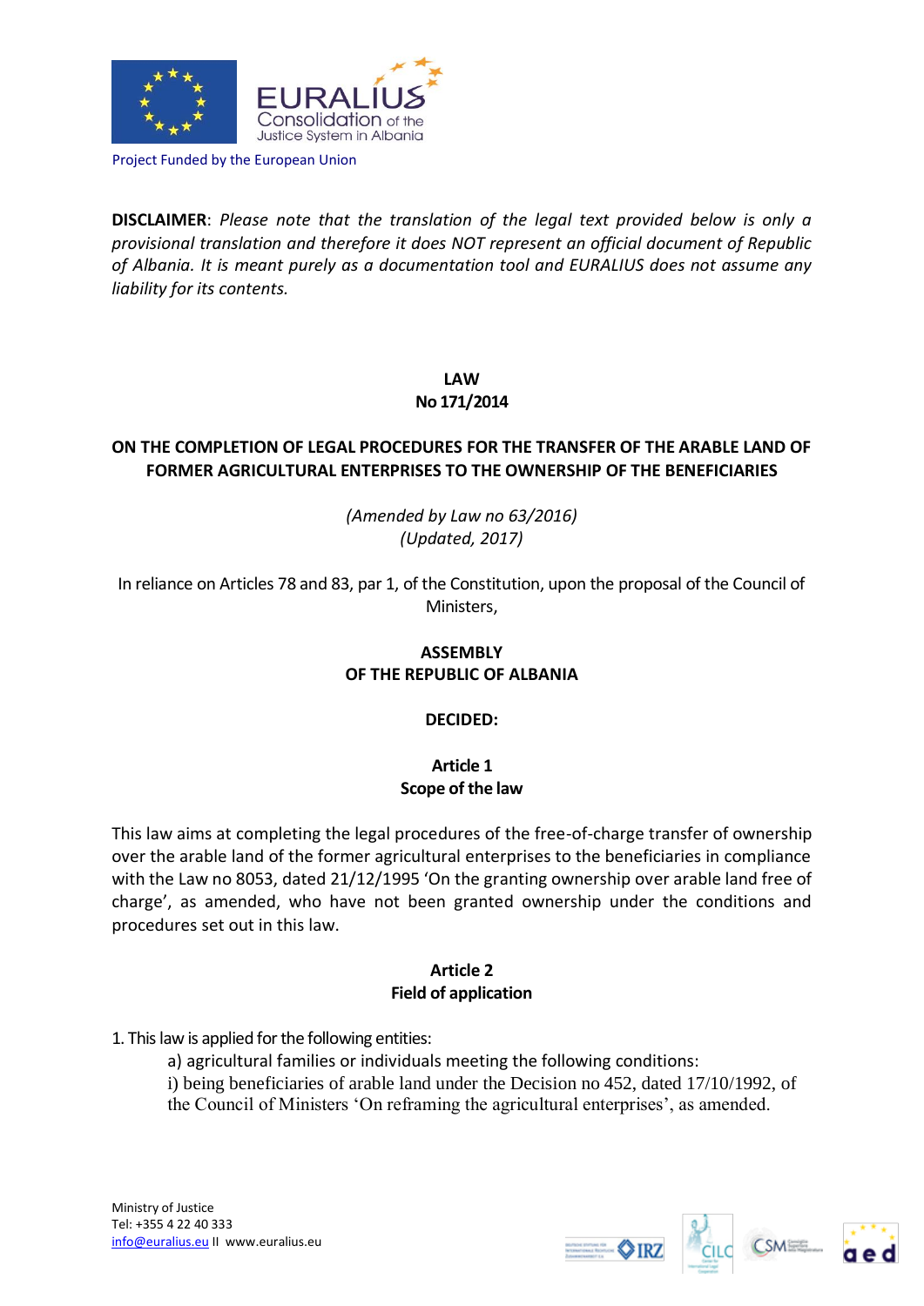Project Funded by the European Union

**DISCLAIMER**: *Please note that the translation of the legal text provided below is only a provisional translation and therefore it does NOT represent an official document of Republic of Albania. It is meant purely as a documentation tool and EURALIUS does not assume any liability for its contents.*

# LAW
# No 171/2014

## ON THE COMPLETION OF LEGAL PROCEDURES FOR THE TRANSFER OF THE ARABLE LAND OF FORMER AGRICULTURAL ENTERPRISES TO THE OWNERSHIP OF THE BENEFICIARIES

*(Amended by Law no 63/2016)*
*(Updated, 2017)*

In reliance on Articles 78 and 83, par 1, of the Constitution, upon the proposal of the Council of Ministers,

**ASSEMBLY**
**OF THE REPUBLIC OF ALBANIA**

**DECIDED:**

### Article 1
### Scope of the law

This law aims at completing the legal procedures of the free-of-charge transfer of ownership over the arable land of the former agricultural enterprises to the beneficiaries in compliance with the Law no 8053, dated 21/12/1995 'On the granting ownership over arable land free of charge', as amended, who have not been granted ownership under the conditions and procedures set out in this law.

### Article 2
### Field of application

1. This law is applied for the following entities:
   a) agricultural families or individuals meeting the following conditions:
   i) being beneficiaries of arable land under the Decision no 452, dated 17/10/1992, of the Council of Ministers 'On reframing the agricultural enterprises', as amended.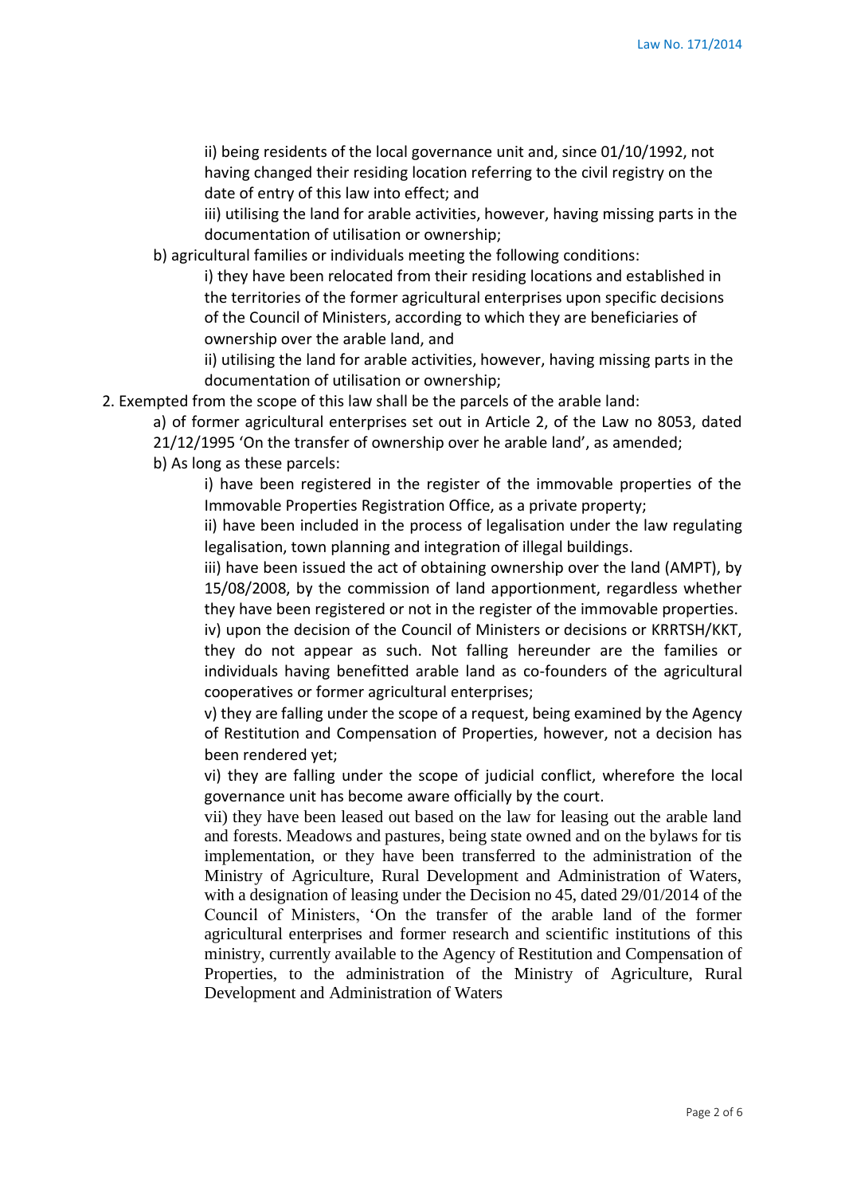ii) being residents of the local governance unit and, since 01/10/1992, not having changed their residing location referring to the civil registry on the date of entry of this law into effect; and

iii) utilising the land for arable activities, however, having missing parts in the documentation of utilisation or ownership;

b) agricultural families or individuals meeting the following conditions:

i) they have been relocated from their residing locations and established in the territories of the former agricultural enterprises upon specific decisions of the Council of Ministers, according to which they are beneficiaries of ownership over the arable land, and

ii) utilising the land for arable activities, however, having missing parts in the documentation of utilisation or ownership;

2. Exempted from the scope of this law shall be the parcels of the arable land:

a) of former agricultural enterprises set out in Article 2, of the Law no 8053, dated 21/12/1995 'On the transfer of ownership over he arable land', as amended;

b) As long as these parcels:

i) have been registered in the register of the immovable properties of the Immovable Properties Registration Office, as a private property;

ii) have been included in the process of legalisation under the law regulating legalisation, town planning and integration of illegal buildings.

iii) have been issued the act of obtaining ownership over the land (AMPT), by 15/08/2008, by the commission of land apportionment, regardless whether they have been registered or not in the register of the immovable properties.

iv) upon the decision of the Council of Ministers or decisions or KRRTSH/KKT, they do not appear as such. Not falling hereunder are the families or individuals having benefitted arable land as co-founders of the agricultural cooperatives or former agricultural enterprises;

v) they are falling under the scope of a request, being examined by the Agency of Restitution and Compensation of Properties, however, not a decision has been rendered yet;

vi) they are falling under the scope of judicial conflict, wherefore the local governance unit has become aware officially by the court.

vii) they have been leased out based on the law for leasing out the arable land and forests. Meadows and pastures, being state owned and on the bylaws for tis implementation, or they have been transferred to the administration of the Ministry of Agriculture, Rural Development and Administration of Waters, with a designation of leasing under the Decision no 45, dated 29/01/2014 of the Council of Ministers, 'On the transfer of the arable land of the former agricultural enterprises and former research and scientific institutions of this ministry, currently available to the Agency of Restitution and Compensation of Properties, to the administration of the Ministry of Agriculture, Rural Development and Administration of Waters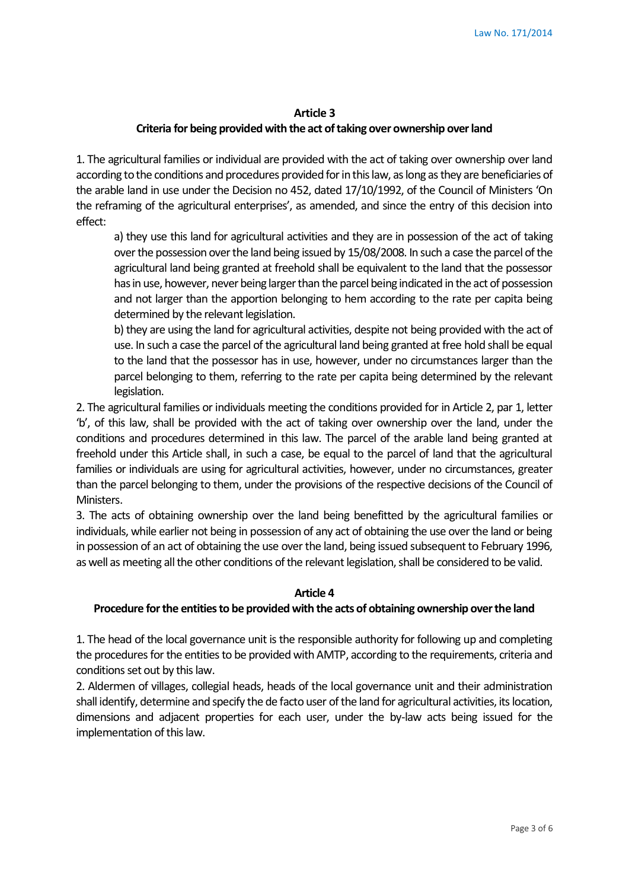## Article 3

### Criteria for being provided with the act of taking over ownership over land

1. The agricultural families or individual are provided with the act of taking over ownership over land according to the conditions and procedures provided for in this law, as long as they are beneficiaries of the arable land in use under the Decision no 452, dated 17/10/1992, of the Council of Ministers 'On the reframing of the agricultural enterprises', as amended, and since the entry of this decision into effect:

   a) they use this land for agricultural activities and they are in possession of the act of taking over the possession over the land being issued by 15/08/2008. In such a case the parcel of the agricultural land being granted at freehold shall be equivalent to the land that the possessor has in use, however, never being larger than the parcel being indicated in the act of possession and not larger than the apportion belonging to hem according to the rate per capita being determined by the relevant legislation.

   b) they are using the land for agricultural activities, despite not being provided with the act of use. In such a case the parcel of the agricultural land being granted at free hold shall be equal to the land that the possessor has in use, however, under no circumstances larger than the parcel belonging to them, referring to the rate per capita being determined by the relevant legislation.

2. The agricultural families or individuals meeting the conditions provided for in Article 2, par 1, letter 'b', of this law, shall be provided with the act of taking over ownership over the land, under the conditions and procedures determined in this law. The parcel of the arable land being granted at freehold under this Article shall, in such a case, be equal to the parcel of land that the agricultural families or individuals are using for agricultural activities, however, under no circumstances, greater than the parcel belonging to them, under the provisions of the respective decisions of the Council of Ministers.

3. The acts of obtaining ownership over the land being benefitted by the agricultural families or individuals, while earlier not being in possession of any act of obtaining the use over the land or being in possession of an act of obtaining the use over the land, being issued subsequent to February 1996, as well as meeting all the other conditions of the relevant legislation, shall be considered to be valid.

## Article 4

### Procedure for the entities to be provided with the acts of obtaining ownership over the land

1. The head of the local governance unit is the responsible authority for following up and completing the procedures for the entities to be provided with AMTP, according to the requirements, criteria and conditions set out by this law.

2. Aldermen of villages, collegial heads, heads of the local governance unit and their administration shall identify, determine and specify the de facto user of the land for agricultural activities, its location, dimensions and adjacent properties for each user, under the by-law acts being issued for the implementation of this law.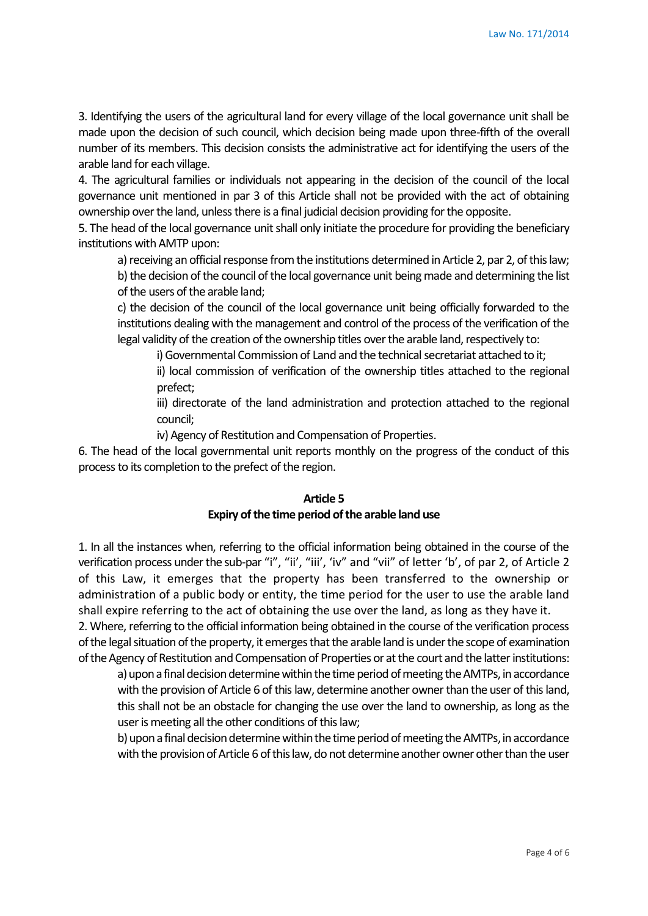3. Identifying the users of the agricultural land for every village of the local governance unit shall be made upon the decision of such council, which decision being made upon three-fifth of the overall number of its members. This decision consists the administrative act for identifying the users of the arable land for each village.

4. The agricultural families or individuals not appearing in the decision of the council of the local governance unit mentioned in par 3 of this Article shall not be provided with the act of obtaining ownership over the land, unless there is a final judicial decision providing for the opposite.

5. The head of the local governance unit shall only initiate the procedure for providing the beneficiary institutions with AMTP upon:

a) receiving an official response from the institutions determined in Article 2, par 2, of this law;

b) the decision of the council of the local governance unit being made and determining the list of the users of the arable land;

c) the decision of the council of the local governance unit being officially forwarded to the institutions dealing with the management and control of the process of the verification of the legal validity of the creation of the ownership titles over the arable land, respectively to:

i) Governmental Commission of Land and the technical secretariat attached to it;

ii) local commission of verification of the ownership titles attached to the regional prefect;

iii) directorate of the land administration and protection attached to the regional council;

iv) Agency of Restitution and Compensation of Properties.

6. The head of the local governmental unit reports monthly on the progress of the conduct of this process to its completion to the prefect of the region.

**Article 5**
**Expiry of the time period of the arable land use**

1. In all the instances when, referring to the official information being obtained in the course of the verification process under the sub-par "i", "ii', "iii', 'iv" and "vii" of letter 'b', of par 2, of Article 2 of this Law, it emerges that the property has been transferred to the ownership or administration of a public body or entity, the time period for the user to use the arable land shall expire referring to the act of obtaining the use over the land, as long as they have it.

2. Where, referring to the official information being obtained in the course of the verification process of the legal situation of the property, it emerges that the arable land is under the scope of examination of the Agency of Restitution and Compensation of Properties or at the court and the latter institutions:

a) upon a final decision determine within the time period of meeting the AMTPs, in accordance with the provision of Article 6 of this law, determine another owner than the user of this land, this shall not be an obstacle for changing the use over the land to ownership, as long as the user is meeting all the other conditions of this law;

b) upon a final decision determine within the time period of meeting the AMTPs, in accordance with the provision of Article 6 of this law, do not determine another owner other than the user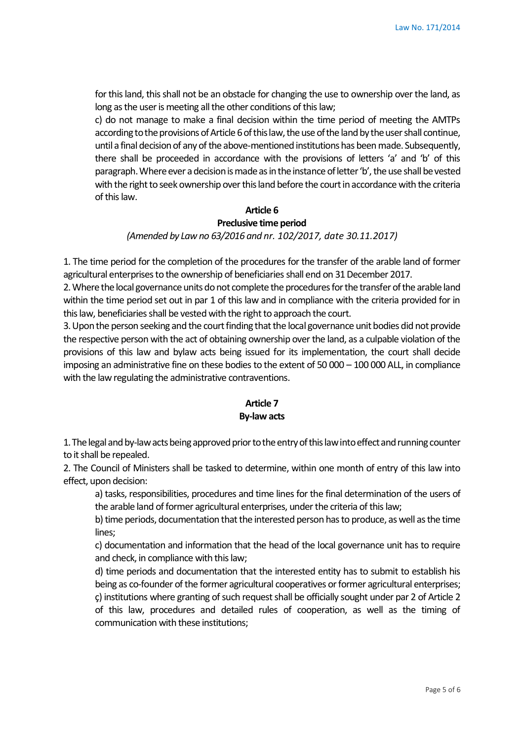for this land, this shall not be an obstacle for changing the use to ownership over the land, as long as the user is meeting all the other conditions of this law;

c) do not manage to make a final decision within the time period of meeting the AMTPs according to the provisions of Article 6 of this law, the use of the land by the user shall continue, until a final decision of any of the above-mentioned institutions has been made. Subsequently, there shall be proceeded in accordance with the provisions of letters 'a' and 'b' of this paragraph. Where ever a decision is made as in the instance of letter 'b', the use shall be vested with the right to seek ownership over this land before the court in accordance with the criteria of this law.

**Article 6**

**Preclusive time period**

*(Amended by Law no 63/2016 and nr. 102/2017, date 30.11.2017)*

1. The time period for the completion of the procedures for the transfer of the arable land of former agricultural enterprises to the ownership of beneficiaries shall end on 31 December 2017.

2. Where the local governance units do not complete the procedures for the transfer of the arable land within the time period set out in par 1 of this law and in compliance with the criteria provided for in this law, beneficiaries shall be vested with the right to approach the court.

3. Upon the person seeking and the court finding that the local governance unit bodies did not provide the respective person with the act of obtaining ownership over the land, as a culpable violation of the provisions of this law and bylaw acts being issued for its implementation, the court shall decide imposing an administrative fine on these bodies to the extent of 50 000 – 100 000 ALL, in compliance with the law regulating the administrative contraventions.

**Article 7**

**By-law acts**

1. The legal and by-law acts being approved prior to the entry of this law into effect and running counter to it shall be repealed.

2. The Council of Ministers shall be tasked to determine, within one month of entry of this law into effect, upon decision:

a) tasks, responsibilities, procedures and time lines for the final determination of the users of the arable land of former agricultural enterprises, under the criteria of this law;

b) time periods, documentation that the interested person has to produce, as well as the time lines;

c) documentation and information that the head of the local governance unit has to require and check, in compliance with this law;

d) time periods and documentation that the interested entity has to submit to establish his being as co-founder of the former agricultural cooperatives or former agricultural enterprises;

ç) institutions where granting of such request shall be officially sought under par 2 of Article 2 of this law, procedures and detailed rules of cooperation, as well as the timing of communication with these institutions;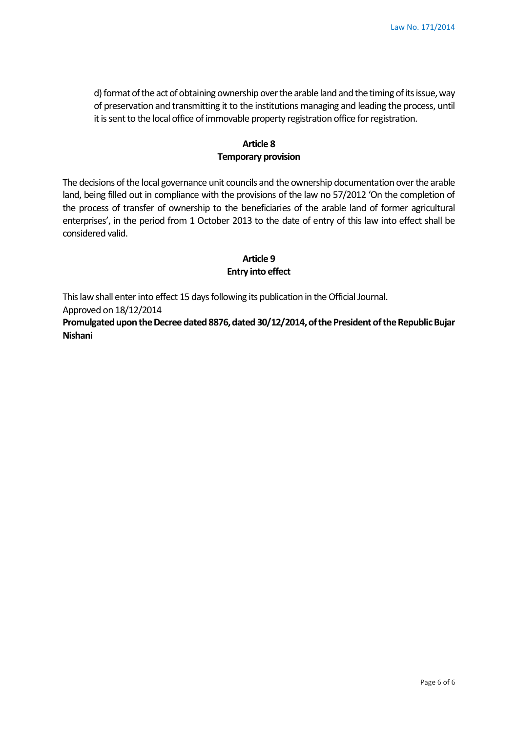d) format of the act of obtaining ownership over the arable land and the timing of its issue, way of preservation and transmitting it to the institutions managing and leading the process, until it is sent to the local office of immovable property registration office for registration.

**Article 8**
**Temporary provision**

The decisions of the local governance unit councils and the ownership documentation over the arable land, being filled out in compliance with the provisions of the law no 57/2012 'On the completion of the process of transfer of ownership to the beneficiaries of the arable land of former agricultural enterprises', in the period from 1 October 2013 to the date of entry of this law into effect shall be considered valid.

**Article 9**
**Entry into effect**

This law shall enter into effect 15 days following its publication in the Official Journal.
Approved on 18/12/2014
**Promulgated upon the Decree dated 8876, dated 30/12/2014, of the President of the Republic Bujar Nishani**